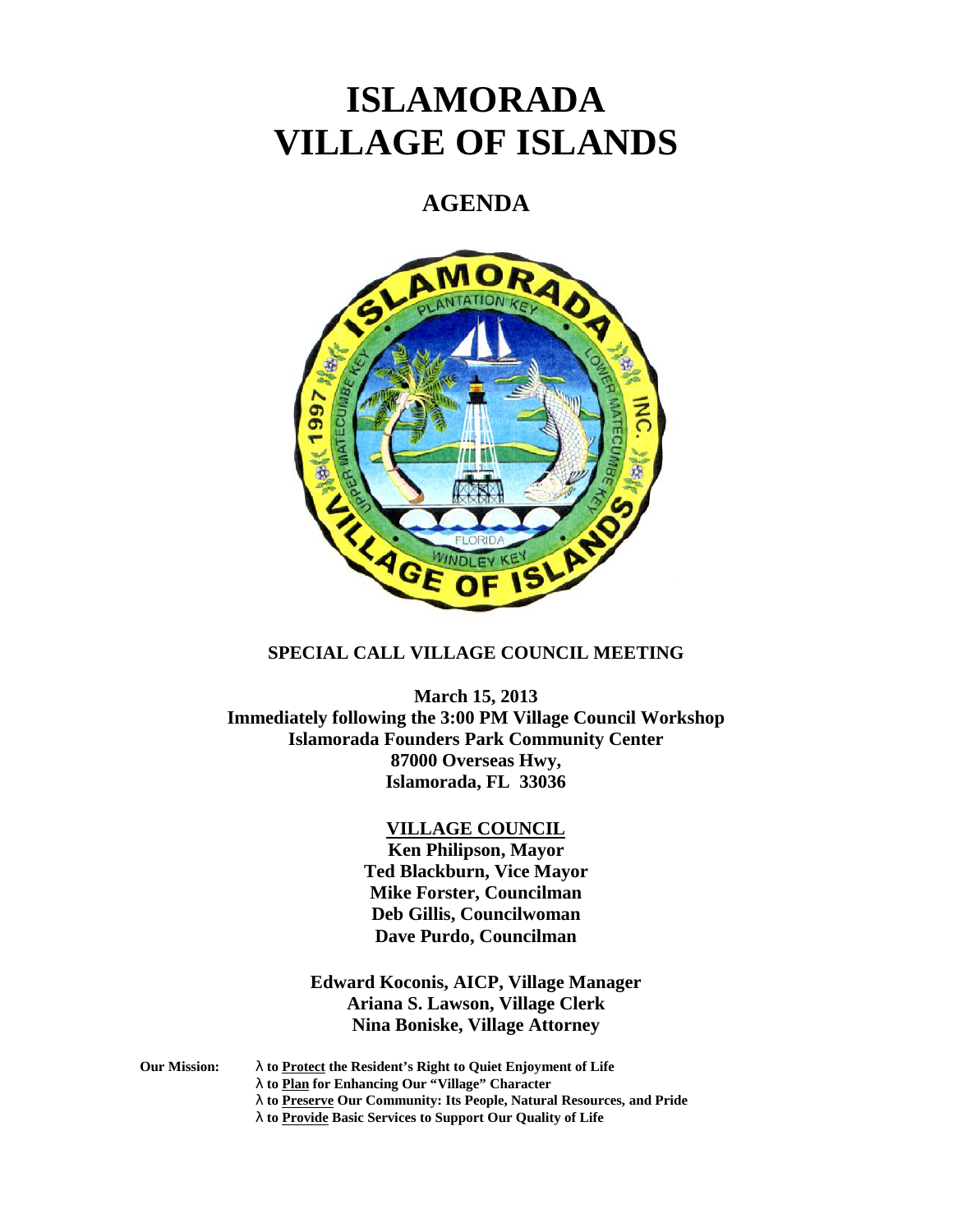# ISLAMORADA VILLAGE OF ISLANDS

## AGENDA

**SPECIAL CALL VILLAGE COUNCIL MEETING**

**March 15, 2013**
**Immediately following the 3:00 PM Village Council Workshop**
**Islamorada Founders Park Community Center**
**87000 Overseas Hwy,**
**Islamorada, FL 33036**

**VILLAGE COUNCIL**

**Ken Philipson, Mayor**
**Ted Blackburn, Vice Mayor**
**Mike Forster, Councilman**
**Deb Gillis, Councilwoman**
**Dave Purdo, Councilman**

**Edward Koconis, AICP, Village Manager**
**Ariana S. Lawson, Village Clerk**
**Nina Boniske, Village Attorney**

**Our Mission:**

- **to Protect the Resident's Right to Quiet Enjoyment of Life**
- **to Plan for Enhancing Our "Village" Character**
- **to Preserve Our Community: Its People, Natural Resources, and Pride**
- **to Provide Basic Services to Support Our Quality of Life**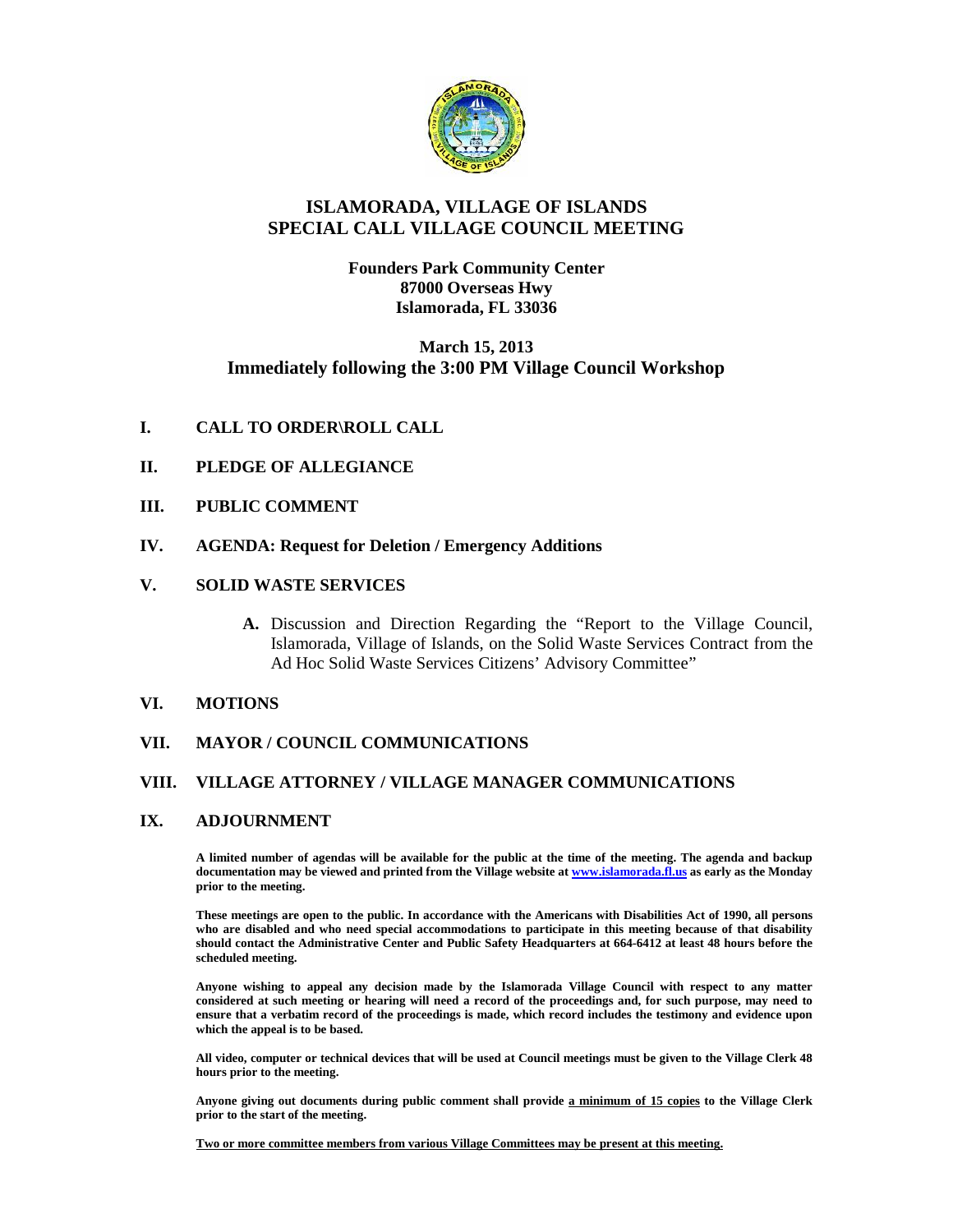# ISLAMORADA, VILLAGE OF ISLANDS
# SPECIAL CALL VILLAGE COUNCIL MEETING

**Founders Park Community Center**
**87000 Overseas Hwy**
**Islamorada, FL 33036**

**March 15, 2013**
**Immediately following the 3:00 PM Village Council Workshop**

**I. CALL TO ORDER\ROLL CALL**

**II. PLEDGE OF ALLEGIANCE**

**III. PUBLIC COMMENT**

**IV. AGENDA: Request for Deletion / Emergency Additions**

**V. SOLID WASTE SERVICES**

**A.** Discussion and Direction Regarding the "Report to the Village Council, Islamorada, Village of Islands, on the Solid Waste Services Contract from the Ad Hoc Solid Waste Services Citizens' Advisory Committee"

**VI. MOTIONS**

**VII. MAYOR / COUNCIL COMMUNICATIONS**

**VIII. VILLAGE ATTORNEY / VILLAGE MANAGER COMMUNICATIONS**

**IX. ADJOURNMENT**

**A limited number of agendas will be available for the public at the time of the meeting. The agenda and backup documentation may be viewed and printed from the Village website at www.islamorada.fl.us as early as the Monday prior to the meeting.**

**These meetings are open to the public. In accordance with the Americans with Disabilities Act of 1990, all persons who are disabled and who need special accommodations to participate in this meeting because of that disability should contact the Administrative Center and Public Safety Headquarters at 664-6412 at least 48 hours before the scheduled meeting.**

**Anyone wishing to appeal any decision made by the Islamorada Village Council with respect to any matter considered at such meeting or hearing will need a record of the proceedings and, for such purpose, may need to ensure that a verbatim record of the proceedings is made, which record includes the testimony and evidence upon which the appeal is to be based.**

**All video, computer or technical devices that will be used at Council meetings must be given to the Village Clerk 48 hours prior to the meeting.**

**Anyone giving out documents during public comment shall provide a minimum of 15 copies to the Village Clerk prior to the start of the meeting.**

**Two or more committee members from various Village Committees may be present at this meeting.**